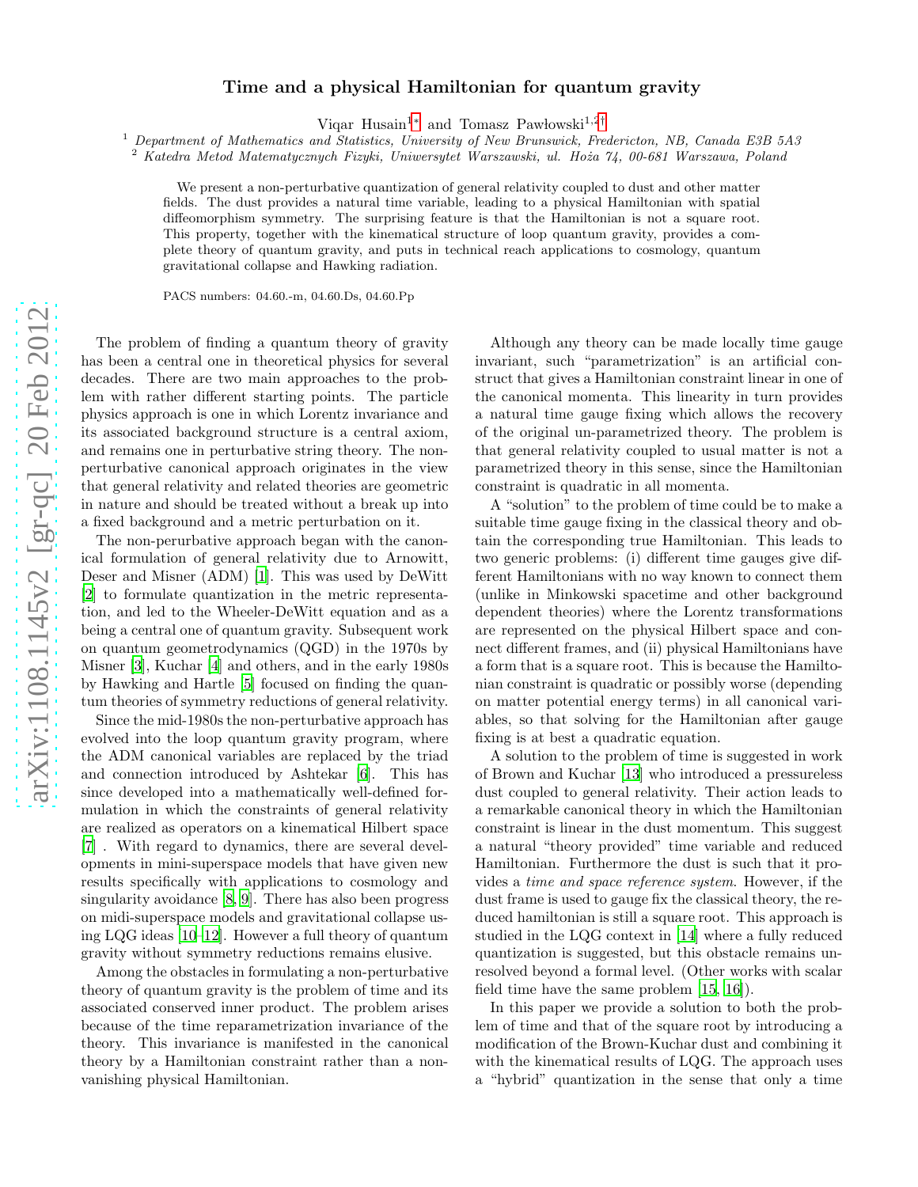# Time and a physical Hamiltonian for quantum gravity

Viqar Husain[1,*] and Tomasz Pawłowski[1,2,†]

[1] *Department of Mathematics and Statistics, University of New Brunswick, Fredericton, NB, Canada E3B 5A3*
[2] *Katedra Metod Matematycznych Fizyki, Uniwersytet Warszawski, ul. Hoża 74, 00-681 Warszawa, Poland*

We present a non-perturbative quantization of general relativity coupled to dust and other matter fields. The dust provides a natural time variable, leading to a physical Hamiltonian with spatial diffeomorphism symmetry. The surprising feature is that the Hamiltonian is not a square root. This property, together with the kinematical structure of loop quantum gravity, provides a complete theory of quantum gravity, and puts in technical reach applications to cosmology, quantum gravitational collapse and Hawking radiation.

PACS numbers: 04.60.-m, 04.60.Ds, 04.60.Pp

The problem of finding a quantum theory of gravity has been a central one in theoretical physics for several decades. There are two main approaches to the problem with rather different starting points. The particle physics approach is one in which Lorentz invariance and its associated background structure is a central axiom, and remains one in perturbative string theory. The non-perturbative canonical approach originates in the view that general relativity and related theories are geometric in nature and should be treated without a break up into a fixed background and a metric perturbation on it.

The non-perurbative approach began with the canonical formulation of general relativity due to Arnowitt, Deser and Misner (ADM) [1]. This was used by DeWitt [2] to formulate quantization in the metric representation, and led to the Wheeler-DeWitt equation and as a being a central one of quantum gravity. Subsequent work on quantum geometrodynamics (QGD) in the 1970s by Misner [3], Kuchar [4] and others, and in the early 1980s by Hawking and Hartle [5] focused on finding the quantum theories of symmetry reductions of general relativity.

Since the mid-1980s the non-perturbative approach has evolved into the loop quantum gravity program, where the ADM canonical variables are replaced by the triad and connection introduced by Ashtekar [6]. This has since developed into a mathematically well-defined formulation in which the constraints of general relativity are realized as operators on a kinematical Hilbert space [7] . With regard to dynamics, there are several developments in mini-superspace models that have given new results specifically with applications to cosmology and singularity avoidance [8, 9]. There has also been progress on midi-superspace models and gravitational collapse using LQG ideas [10–12]. However a full theory of quantum gravity without symmetry reductions remains elusive.

Among the obstacles in formulating a non-perturbative theory of quantum gravity is the problem of time and its associated conserved inner product. The problem arises because of the time reparametrization invariance of the theory. This invariance is manifested in the canonical theory by a Hamiltonian constraint rather than a non-vanishing physical Hamiltonian.

Although any theory can be made locally time gauge invariant, such "parametrization" is an artificial construct that gives a Hamiltonian constraint linear in one of the canonical momenta. This linearity in turn provides a natural time gauge fixing which allows the recovery of the original un-parametrized theory. The problem is that general relativity coupled to usual matter is not a parametrized theory in this sense, since the Hamiltonian constraint is quadratic in all momenta.

A "solution" to the problem of time could be to make a suitable time gauge fixing in the classical theory and obtain the corresponding true Hamiltonian. This leads to two generic problems: (i) different time gauges give different Hamiltonians with no way known to connect them (unlike in Minkowski spacetime and other background dependent theories) where the Lorentz transformations are represented on the physical Hilbert space and connect different frames, and (ii) physical Hamiltonians have a form that is a square root. This is because the Hamiltonian constraint is quadratic or possibly worse (depending on matter potential energy terms) in all canonical variables, so that solving for the Hamiltonian after gauge fixing is at best a quadratic equation.

A solution to the problem of time is suggested in work of Brown and Kuchar [13] who introduced a pressureless dust coupled to general relativity. Their action leads to a remarkable canonical theory in which the Hamiltonian constraint is linear in the dust momentum. This suggest a natural "theory provided" time variable and reduced Hamiltonian. Furthermore the dust is such that it provides a *time and space reference system*. However, if the dust frame is used to gauge fix the classical theory, the reduced hamiltonian is still a square root. This approach is studied in the LQG context in [14] where a fully reduced quantization is suggested, but this obstacle remains unresolved beyond a formal level. (Other works with scalar field time have the same problem [15, 16]).

In this paper we provide a solution to both the problem of time and that of the square root by introducing a modification of the Brown-Kuchar dust and combining it with the kinematical results of LQG. The approach uses a "hybrid" quantization in the sense that only a time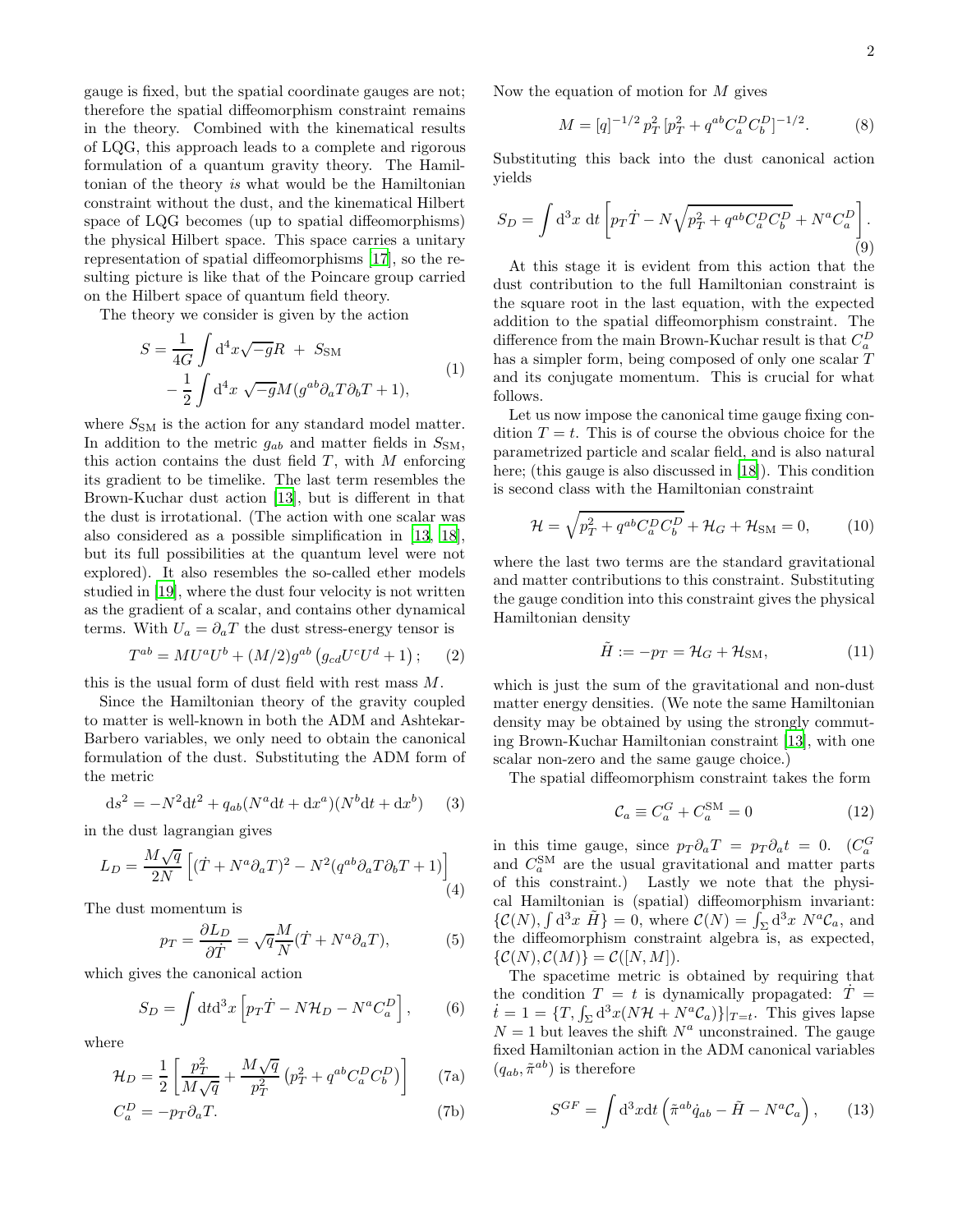gauge is fixed, but the spatial coordinate gauges are not; therefore the spatial diffeomorphism constraint remains in the theory. Combined with the kinematical results of LQG, this approach leads to a complete and rigorous formulation of a quantum gravity theory. The Hamiltonian of the theory *is* what would be the Hamiltonian constraint without the dust, and the kinematical Hilbert space of LQG becomes (up to spatial diffeomorphisms) the physical Hilbert space. This space carries a unitary representation of spatial diffeomorphisms [17], so the resulting picture is like that of the Poincare group carried on the Hilbert space of quantum field theory.

The theory we consider is given by the action

$$\begin{aligned} S = \frac{1}{4G}\int \mathrm{d}^4x\sqrt{-g}R \ + \ S_{\rm SM} \\ -\frac{1}{2}\int \mathrm{d}^4x \ \sqrt{-g}M(g^{ab}\partial_a T\partial_b T + 1), \end{aligned} \tag{1}$$

where $S_{\rm SM}$ is the action for any standard model matter. In addition to the metric $g_{ab}$ and matter fields in $S_{\rm SM}$, this action contains the dust field $T$, with $M$ enforcing its gradient to be timelike. The last term resembles the Brown-Kuchar dust action [13], but is different in that the dust is irrotational. (The action with one scalar was also considered as a possible simplification in [13, 18], but its full possibilities at the quantum level were not explored). It also resembles the so-called ether models studied in [19], where the dust four velocity is not written as the gradient of a scalar, and contains other dynamical terms. With $U_a = \partial_a T$ the dust stress-energy tensor is

$$T^{ab} = MU^aU^b + (M/2)g^{ab}\left(g_{cd}U^cU^d + 1\right); \tag{2}$$

this is the usual form of dust field with rest mass $M$.

Since the Hamiltonian theory of the gravity coupled to matter is well-known in both the ADM and Ashtekar-Barbero variables, we only need to obtain the canonical formulation of the dust. Substituting the ADM form of the metric

$$\mathrm{d}s^2 = -N^2\mathrm{d}t^2 + q_{ab}(N^a\mathrm{d}t + \mathrm{d}x^a)(N^b\mathrm{d}t + \mathrm{d}x^b) \tag{3}$$

in the dust lagrangian gives

$$L_D = \frac{M\sqrt{q}}{2N}\left[(\dot{T} + N^a\partial_a T)^2 - N^2(q^{ab}\partial_a T\partial_b T + 1)\right] \tag{4}$$

The dust momentum is

$$p_T = \frac{\partial L_D}{\partial \dot{T}} = \sqrt{q}\frac{M}{N}(\dot{T} + N^a\partial_a T), \tag{5}$$

which gives the canonical action

$$S_D = \int \mathrm{d}t\mathrm{d}^3x\left[p_T\dot{T} - N\mathcal{H}_D - N^aC_a^D\right], \tag{6}$$

where

$$\mathcal{H}_D = \frac{1}{2}\left[\frac{p_T^2}{M\sqrt{q}} + \frac{M\sqrt{q}}{p_T^2}\left(p_T^2 + q^{ab}C_a^DC_b^D\right)\right] \tag{7a}$$

$$C_a^D = -p_T\partial_a T. \tag{7b}$$

Now the equation of motion for $M$ gives

$$M = [q]^{-1/2}\, p_T^2\, [p_T^2 + q^{ab}C_a^DC_b^D]^{-1/2}. \tag{8}$$

Substituting this back into the dust canonical action yields

$$S_D = \int \mathrm{d}^3x\ \mathrm{d}t\left[p_T\dot{T} - N\sqrt{p_T^2 + q^{ab}C_a^DC_b^D} + N^aC_a^D\right]. \tag{9}$$

At this stage it is evident from this action that the dust contribution to the full Hamiltonian constraint is the square root in the last equation, with the expected addition to the spatial diffeomorphism constraint. The difference from the main Brown-Kuchar result is that $C_a^D$ has a simpler form, being composed of only one scalar $T$ and its conjugate momentum. This is crucial for what follows.

Let us now impose the canonical time gauge fixing condition $T = t$. This is of course the obvious choice for the parametrized particle and scalar field, and is also natural here; (this gauge is also discussed in [18]). This condition is second class with the Hamiltonian constraint

$$\mathcal{H} = \sqrt{p_T^2 + q^{ab}C_a^DC_b^D} + \mathcal{H}_G + \mathcal{H}_{\rm SM} = 0, \tag{10}$$

where the last two terms are the standard gravitational and matter contributions to this constraint. Substituting the gauge condition into this constraint gives the physical Hamiltonian density

$$\tilde{H} := -p_T = \mathcal{H}_G + \mathcal{H}_{\rm SM}, \tag{11}$$

which is just the sum of the gravitational and non-dust matter energy densities. (We note the same Hamiltonian density may be obtained by using the strongly commuting Brown-Kuchar Hamiltonian constraint [13], with one scalar non-zero and the same gauge choice.)

The spatial diffeomorphism constraint takes the form

$$\mathcal{C}_a \equiv C_a^G + C_a^{\rm SM} = 0 \tag{12}$$

in this time gauge, since $p_T\partial_a T = p_T\partial_a t = 0$. ($C_a^G$ and $C_a^{\rm SM}$ are the usual gravitational and matter parts of this constraint.) Lastly we note that the physical Hamiltonian is (spatial) diffeomorphism invariant: $\{\mathcal{C}(N), \int \mathrm{d}^3x\ \tilde{H}\} = 0$, where $\mathcal{C}(N) = \int_\Sigma \mathrm{d}^3x\ N^a\mathcal{C}_a$, and the diffeomorphism constraint algebra is, as expected, $\{\mathcal{C}(N), \mathcal{C}(M)\} = \mathcal{C}([N, M])$.

The spacetime metric is obtained by requiring that the condition $T = t$ is dynamically propagated: $\dot{T} = \dot{t} = 1 = \{T, \int_\Sigma \mathrm{d}^3x(N\mathcal{H} + N^a\mathcal{C}_a)\}|_{T=t}$. This gives lapse $N = 1$ but leaves the shift $N^a$ unconstrained. The gauge fixed Hamiltonian action in the ADM canonical variables $(q_{ab}, \tilde{\pi}^{ab})$ is therefore

$$S^{GF} = \int \mathrm{d}^3x\mathrm{d}t\left(\tilde{\pi}^{ab}\dot{q}_{ab} - \tilde{H} - N^a\mathcal{C}_a\right), \tag{13}$$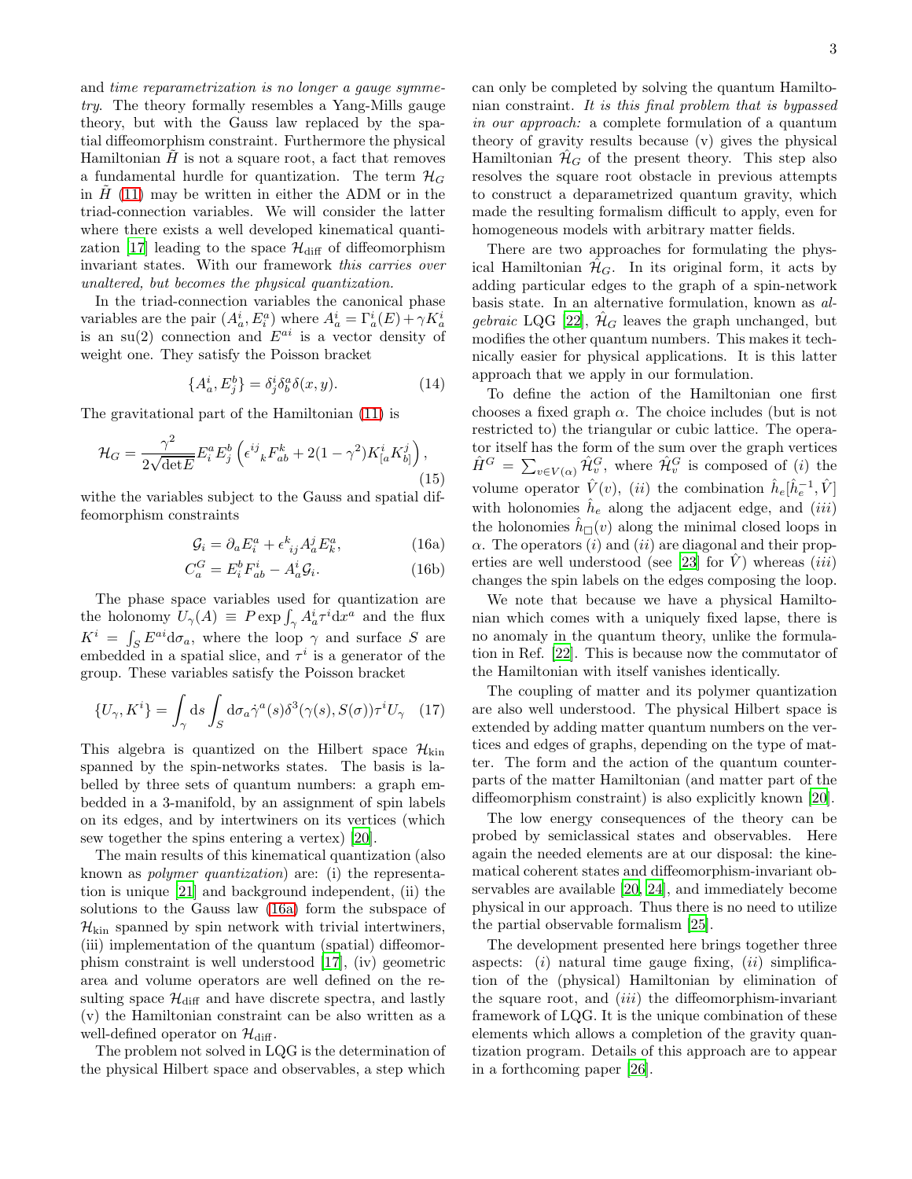and *time reparametrization is no longer a gauge symmetry*. The theory formally resembles a Yang-Mills gauge theory, but with the Gauss law replaced by the spatial diffeomorphism constraint. Furthermore the physical Hamiltonian $\tilde{H}$ is not a square root, a fact that removes a fundamental hurdle for quantization. The term $\mathcal{H}_G$ in $\tilde{H}$ (11) may be written in either the ADM or in the triad-connection variables. We will consider the latter where there exists a well developed kinematical quantization [17] leading to the space $\mathcal{H}_{\rm diff}$ of diffeomorphism invariant states. With our framework *this carries over unaltered, but becomes the physical quantization.*

In the triad-connection variables the canonical phase variables are the pair $(A^i_a, E^a_i)$ where $A^i_a = \Gamma^i_a(E) + \gamma K^i_a$ is an su(2) connection and $E^{ai}$ is a vector density of weight one. They satisfy the Poisson bracket

$$\{A^i_a, E^b_j\} = \delta^i_j \delta^a_b \delta(x, y). \tag{14}$$

The gravitational part of the Hamiltonian (11) is

$$\mathcal{H}_G = \frac{\gamma^2}{2\sqrt{\det E}} E^a_i E^b_j \left(\epsilon^{ij}{}_k F^k_{ab} + 2(1-\gamma^2) K^i_{[a} K^j_{b]}\right), \tag{15}$$

withe the variables subject to the Gauss and spatial diffeomorphism constraints

$$\mathcal{G}_i = \partial_a E^a_i + \epsilon^k{}_{ij} A^j_a E^a_k, \tag{16a}$$

$$C^G_a = E^b_i F^i_{ab} - A^i_a \mathcal{G}_i. \tag{16b}$$

The phase space variables used for quantization are the holonomy $U_\gamma(A) \equiv P \exp \int_\gamma A^i_a \tau^i \mathrm{d}x^a$ and the flux $K^i = \int_S E^{ai} \mathrm{d}\sigma_a$, where the loop $\gamma$ and surface $S$ are embedded in a spatial slice, and $\tau^i$ is a generator of the group. These variables satisfy the Poisson bracket

$$\{U_\gamma, K^i\} = \int_\gamma \mathrm{d}s \int_S \mathrm{d}\sigma_a \dot{\gamma}^a(s) \delta^3(\gamma(s), S(\sigma)) \tau^i U_\gamma \tag{17}$$

This algebra is quantized on the Hilbert space $\mathcal{H}_{\rm kin}$ spanned by the spin-networks states. The basis is labelled by three sets of quantum numbers: a graph embedded in a 3-manifold, by an assignment of spin labels on its edges, and by intertwiners on its vertices (which sew together the spins entering a vertex) [20].

The main results of this kinematical quantization (also known as *polymer quantization*) are: (i) the representation is unique [21] and background independent, (ii) the solutions to the Gauss law (16a) form the subspace of $\mathcal{H}_{\rm kin}$ spanned by spin network with trivial intertwiners, (iii) implementation of the quantum (spatial) diffeomorphism constraint is well understood [17], (iv) geometric area and volume operators are well defined on the resulting space $\mathcal{H}_{\rm diff}$ and have discrete spectra, and lastly (v) the Hamiltonian constraint can be also written as a well-defined operator on $\mathcal{H}_{\rm diff}$.

The problem not solved in LQG is the determination of the physical Hilbert space and observables, a step which can only be completed by solving the quantum Hamiltonian constraint. *It is this final problem that is bypassed in our approach:* a complete formulation of a quantum theory of gravity results because (v) gives the physical Hamiltonian $\hat{\mathcal{H}}_G$ of the present theory. This step also resolves the square root obstacle in previous attempts to construct a deparametrized quantum gravity, which made the resulting formalism difficult to apply, even for homogeneous models with arbitrary matter fields.

There are two approaches for formulating the physical Hamiltonian $\hat{\mathcal{H}}_G$. In its original form, it acts by adding particular edges to the graph of a spin-network basis state. In an alternative formulation, known as *algebraic* LQG [22], $\hat{\mathcal{H}}_G$ leaves the graph unchanged, but modifies the other quantum numbers. This makes it technically easier for physical applications. It is this latter approach that we apply in our formulation.

To define the action of the Hamiltonian one first chooses a fixed graph $\alpha$. The choice includes (but is not restricted to) the triangular or cubic lattice. The operator itself has the form of the sum over the graph vertices $\hat{H}^G = \sum_{v \in V(\alpha)} \hat{\mathcal{H}}^G_v$, where $\hat{\mathcal{H}}^G_v$ is composed of (*i*) the volume operator $\hat{V}(v)$, (*ii*) the combination $\hat{h}_e[\hat{h}_e^{-1}, \hat{V}]$ with holonomies $\hat{h}_e$ along the adjacent edge, and (*iii*) the holonomies $\hat{h}_\square(v)$ along the minimal closed loops in $\alpha$. The operators (*i*) and (*ii*) are diagonal and their properties are well understood (see [23] for $\hat{V}$) whereas (*iii*) changes the spin labels on the edges composing the loop.

We note that because we have a physical Hamiltonian which comes with a uniquely fixed lapse, there is no anomaly in the quantum theory, unlike the formulation in Ref. [22]. This is because now the commutator of the Hamiltonian with itself vanishes identically.

The coupling of matter and its polymer quantization are also well understood. The physical Hilbert space is extended by adding matter quantum numbers on the vertices and edges of graphs, depending on the type of matter. The form and the action of the quantum counterparts of the matter Hamiltonian (and matter part of the diffeomorphism constraint) is also explicitly known [20].

The low energy consequences of the theory can be probed by semiclassical states and observables. Here again the needed elements are at our disposal: the kinematical coherent states and diffeomorphism-invariant observables are available [20, 24], and immediately become physical in our approach. Thus there is no need to utilize the partial observable formalism [25].

The development presented here brings together three aspects: (*i*) natural time gauge fixing, (*ii*) simplification of the (physical) Hamiltonian by elimination of the square root, and (*iii*) the diffeomorphism-invariant framework of LQG. It is the unique combination of these elements which allows a completion of the gravity quantization program. Details of this approach are to appear in a forthcoming paper [26].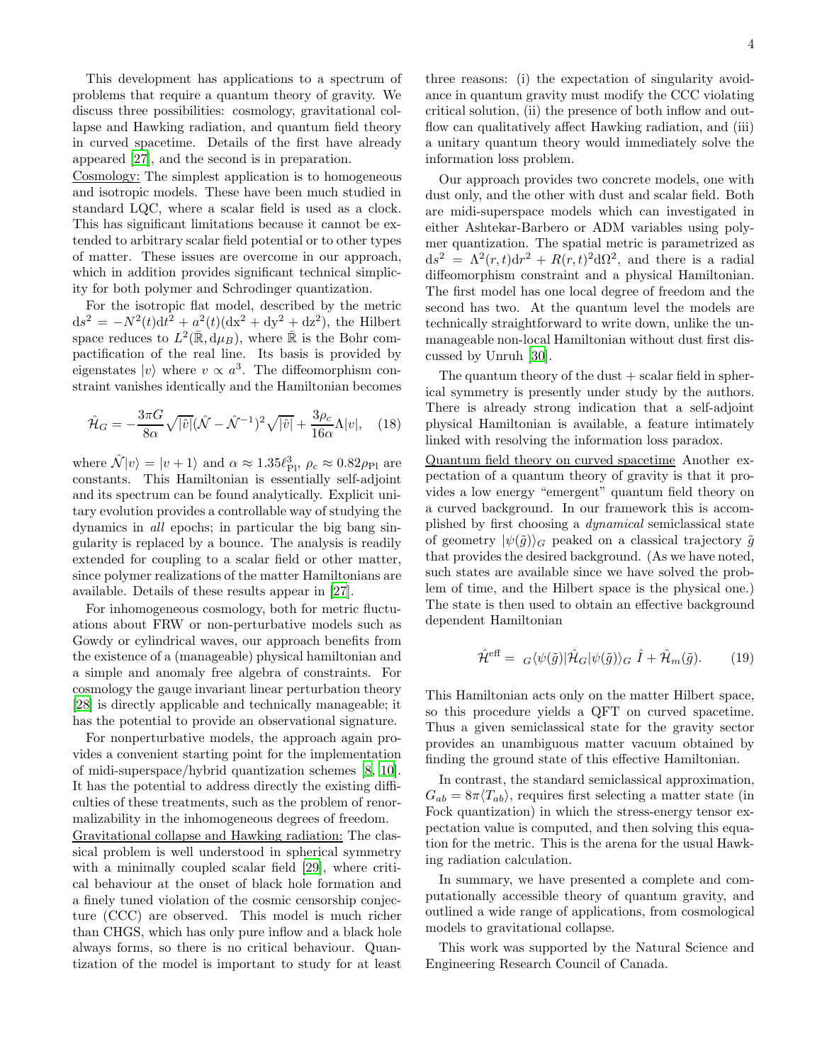This development has applications to a spectrum of problems that require a quantum theory of gravity. We discuss three possibilities: cosmology, gravitational collapse and Hawking radiation, and quantum field theory in curved spacetime. Details of the first have already appeared [27], and the second is in preparation.

Cosmology: The simplest application is to homogeneous and isotropic models. These have been much studied in standard LQC, where a scalar field is used as a clock. This has significant limitations because it cannot be extended to arbitrary scalar field potential or to other types of matter. These issues are overcome in our approach, which in addition provides significant technical simplicity for both polymer and Schrodinger quantization.

For the isotropic flat model, described by the metric $\mathrm{d}s^2 = -N^2(t)\mathrm{d}t^2 + a^2(t)(\mathrm{d}x^2 + \mathrm{d}y^2 + \mathrm{d}z^2)$, the Hilbert space reduces to $L^2(\bar{\mathbb{R}}, \mathrm{d}\mu_B)$, where $\bar{\mathbb{R}}$ is the Bohr compactification of the real line. Its basis is provided by eigenstates $|v\rangle$ where $v \propto a^3$. The diffeomorphism constraint vanishes identically and the Hamiltonian becomes

$$\hat{\mathcal{H}}_G = -\frac{3\pi G}{8\alpha}\sqrt{|\hat{v}|}(\hat{\mathcal{N}} - \hat{\mathcal{N}}^{-1})^2\sqrt{|\hat{v}|} + \frac{3\rho_c}{16\alpha}\Lambda|v|, \quad (18)$$

where $\hat{\mathcal{N}}|v\rangle = |v+1\rangle$ and $\alpha \approx 1.35\ell_{\rm Pl}^3$, $\rho_c \approx 0.82\rho_{\rm Pl}$ are constants. This Hamiltonian is essentially self-adjoint and its spectrum can be found analytically. Explicit unitary evolution provides a controllable way of studying the dynamics in *all* epochs; in particular the big bang singularity is replaced by a bounce. The analysis is readily extended for coupling to a scalar field or other matter, since polymer realizations of the matter Hamiltonians are available. Details of these results appear in [27].

For inhomogeneous cosmology, both for metric fluctuations about FRW or non-perturbative models such as Gowdy or cylindrical waves, our approach benefits from the existence of a (manageable) physical hamiltonian and a simple and anomaly free algebra of constraints. For cosmology the gauge invariant linear perturbation theory [28] is directly applicable and technically manageable; it has the potential to provide an observational signature.

For nonperturbative models, the approach again provides a convenient starting point for the implementation of midi-superspace/hybrid quantization schemes [8, 10]. It has the potential to address directly the existing difficulties of these treatments, such as the problem of renormalizability in the inhomogeneous degrees of freedom.

Gravitational collapse and Hawking radiation: The classical problem is well understood in spherical symmetry with a minimally coupled scalar field [29], where critical behaviour at the onset of black hole formation and a finely tuned violation of the cosmic censorship conjecture (CCC) are observed. This model is much richer than CHGS, which has only pure inflow and a black hole always forms, so there is no critical behaviour. Quantization of the model is important to study for at least three reasons: (i) the expectation of singularity avoidance in quantum gravity must modify the CCC violating critical solution, (ii) the presence of both inflow and outflow can qualitatively affect Hawking radiation, and (iii) a unitary quantum theory would immediately solve the information loss problem.

Our approach provides two concrete models, one with dust only, and the other with dust and scalar field. Both are midi-superspace models which can investigated in either Ashtekar-Barbero or ADM variables using polymer quantization. The spatial metric is parametrized as $\mathrm{d}s^2 = \Lambda^2(r,t)\mathrm{d}r^2 + R(r,t)^2\mathrm{d}\Omega^2$, and there is a radial diffeomorphism constraint and a physical Hamiltonian. The first model has one local degree of freedom and the second has two. At the quantum level the models are technically straightforward to write down, unlike the unmanageable non-local Hamiltonian without dust first discussed by Unruh [30].

The quantum theory of the dust + scalar field in spherical symmetry is presently under study by the authors. There is already strong indication that a self-adjoint physical Hamiltonian is available, a feature intimately linked with resolving the information loss paradox.

Quantum field theory on curved spacetime Another expectation of a quantum theory of gravity is that it provides a low energy "emergent" quantum field theory on a curved background. In our framework this is accomplished by first choosing a *dynamical* semiclassical state of geometry $|\psi(\tilde{g})\rangle_G$ peaked on a classical trajectory $\tilde{g}$ that provides the desired background. (As we have noted, such states are available since we have solved the problem of time, and the Hilbert space is the physical one.) The state is then used to obtain an effective background dependent Hamiltonian

$$\hat{\mathcal{H}}^{\rm eff} = \ _G\langle\psi(\tilde{g})|\hat{\mathcal{H}}_G|\psi(\tilde{g})\rangle_G \ \hat{I} + \hat{\mathcal{H}}_m(\tilde{g}). \quad (19)$$

This Hamiltonian acts only on the matter Hilbert space, so this procedure yields a QFT on curved spacetime. Thus a given semiclassical state for the gravity sector provides an unambiguous matter vacuum obtained by finding the ground state of this effective Hamiltonian.

In contrast, the standard semiclassical approximation, $G_{ab} = 8\pi\langle T_{ab}\rangle$, requires first selecting a matter state (in Fock quantization) in which the stress-energy tensor expectation value is computed, and then solving this equation for the metric. This is the arena for the usual Hawking radiation calculation.

In summary, we have presented a complete and computationally accessible theory of quantum gravity, and outlined a wide range of applications, from cosmological models to gravitational collapse.

This work was supported by the Natural Science and Engineering Research Council of Canada.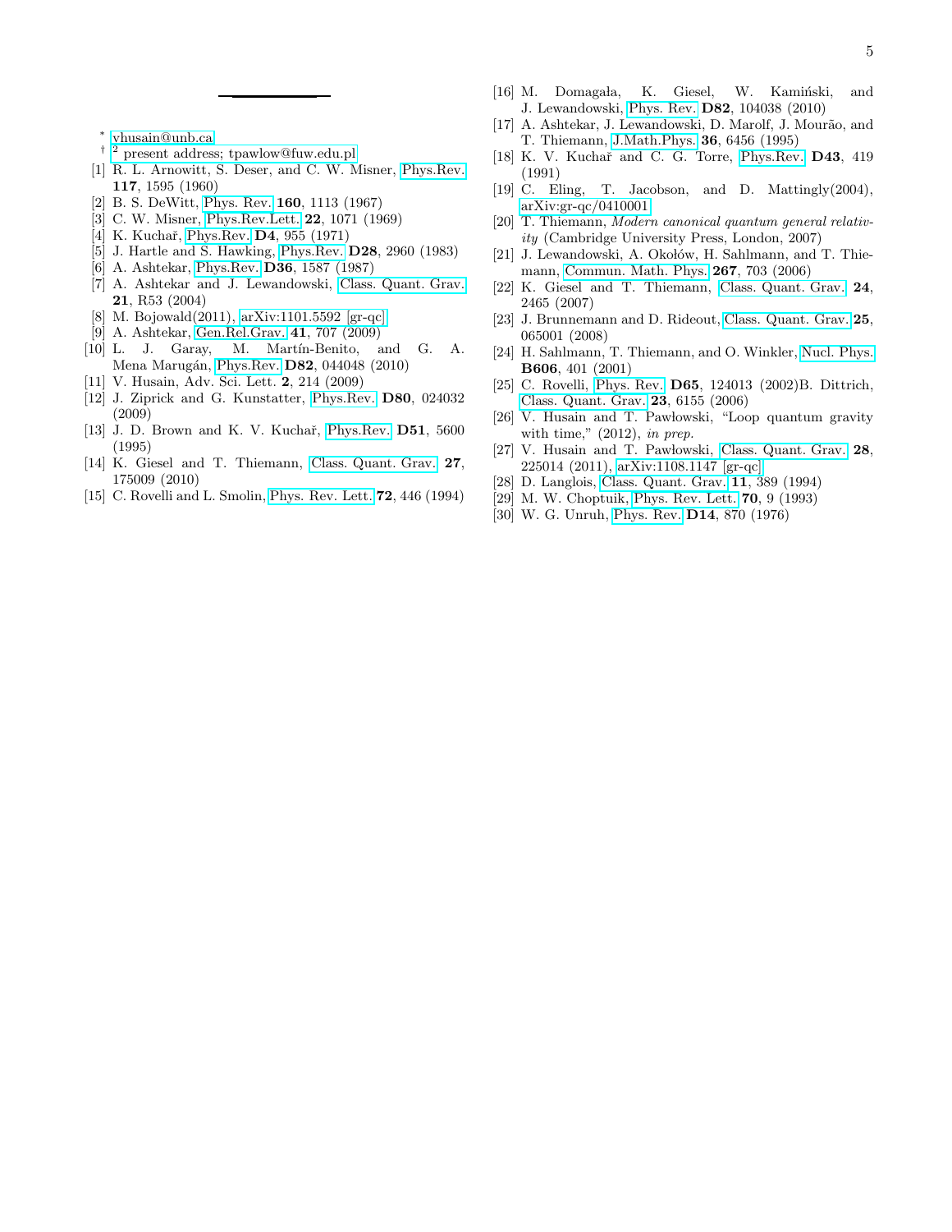\* yhusain@unb.ca

† ² present address; tpawlow@fuw.edu.pl

[1] R. L. Arnowitt, S. Deser, and C. W. Misner, Phys.Rev. **117**, 1595 (1960)

[2] B. S. DeWitt, Phys. Rev. **160**, 1113 (1967)

[3] C. W. Misner, Phys.Rev.Lett. **22**, 1071 (1969)

[4] K. Kuchař, Phys.Rev. **D4**, 955 (1971)

[5] J. Hartle and S. Hawking, Phys.Rev. **D28**, 2960 (1983)

[6] A. Ashtekar, Phys.Rev. **D36**, 1587 (1987)

[7] A. Ashtekar and J. Lewandowski, Class. Quant. Grav. **21**, R53 (2004)

[8] M. Bojowald(2011), arXiv:1101.5592 [gr-qc]

[9] A. Ashtekar, Gen.Rel.Grav. **41**, 707 (2009)

[10] L. J. Garay, M. Martín-Benito, and G. A. Mena Marugán, Phys.Rev. **D82**, 044048 (2010)

[11] V. Husain, Adv. Sci. Lett. **2**, 214 (2009)

[12] J. Ziprick and G. Kunstatter, Phys.Rev. **D80**, 024032 (2009)

[13] J. D. Brown and K. V. Kuchař, Phys.Rev. **D51**, 5600 (1995)

[14] K. Giesel and T. Thiemann, Class. Quant. Grav. **27**, 175009 (2010)

[15] C. Rovelli and L. Smolin, Phys. Rev. Lett. **72**, 446 (1994)

[16] M. Domagała, K. Giesel, W. Kamiński, and J. Lewandowski, Phys. Rev. **D82**, 104038 (2010)

[17] A. Ashtekar, J. Lewandowski, D. Marolf, J. Mourão, and T. Thiemann, J.Math.Phys. **36**, 6456 (1995)

[18] K. V. Kuchař and C. G. Torre, Phys.Rev. **D43**, 419 (1991)

[19] C. Eling, T. Jacobson, and D. Mattingly(2004), arXiv:gr-qc/0410001

[20] T. Thiemann, *Modern canonical quantum general relativity* (Cambridge University Press, London, 2007)

[21] J. Lewandowski, A. Okołów, H. Sahlmann, and T. Thiemann, Commun. Math. Phys. **267**, 703 (2006)

[22] K. Giesel and T. Thiemann, Class. Quant. Grav. **24**, 2465 (2007)

[23] J. Brunnemann and D. Rideout, Class. Quant. Grav. **25**, 065001 (2008)

[24] H. Sahlmann, T. Thiemann, and O. Winkler, Nucl. Phys. **B606**, 401 (2001)

[25] C. Rovelli, Phys. Rev. **D65**, 124013 (2002)B. Dittrich, Class. Quant. Grav. **23**, 6155 (2006)

[26] V. Husain and T. Pawłowski, "Loop quantum gravity with time," (2012), *in prep.*

[27] V. Husain and T. Pawłowski, Class. Quant. Grav. **28**, 225014 (2011), arXiv:1108.1147 [gr-qc]

[28] D. Langlois, Class. Quant. Grav. **11**, 389 (1994)

[29] M. W. Choptuik, Phys. Rev. Lett. **70**, 9 (1993)

[30] W. G. Unruh, Phys. Rev. **D14**, 870 (1976)